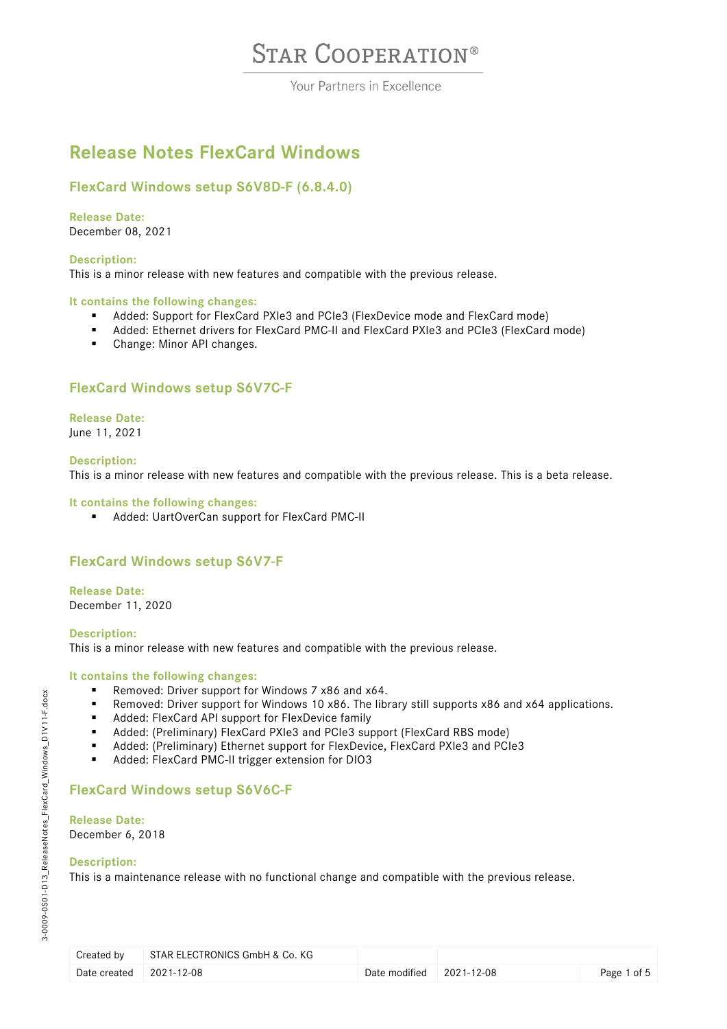# Release Notes FlexCard Windows

## FlexCard Windows setup S6V8D-F (6.8.4.0)

**Release Date:**
December 08, 2021

**Description:**
This is a minor release with new features and compatible with the previous release.

**It contains the following changes:**

- Added: Support for FlexCard PXIe3 and PCIe3 (FlexDevice mode and FlexCard mode)
- Added: Ethernet drivers for FlexCard PMC-II and FlexCard PXIe3 and PCIe3 (FlexCard mode)
- Change: Minor API changes.

## FlexCard Windows setup S6V7C-F

**Release Date:**
June 11, 2021

**Description:**
This is a minor release with new features and compatible with the previous release. This is a beta release.

**It contains the following changes:**

- Added: UartOverCan support for FlexCard PMC-II

## FlexCard Windows setup S6V7-F

**Release Date:**
December 11, 2020

**Description:**
This is a minor release with new features and compatible with the previous release.

**It contains the following changes:**

- Removed: Driver support for Windows 7 x86 and x64.
- Removed: Driver support for Windows 10 x86. The library still supports x86 and x64 applications.
- Added: FlexCard API support for FlexDevice family
- Added: (Preliminary) FlexCard PXIe3 and PCIe3 support (FlexCard RBS mode)
- Added: (Preliminary) Ethernet support for FlexDevice, FlexCard PXIe3 and PCIe3
- Added: FlexCard PMC-II trigger extension for DIO3

## FlexCard Windows setup S6V6C-F

**Release Date:**
December 6, 2018

**Description:**
This is a maintenance release with no functional change and compatible with the previous release.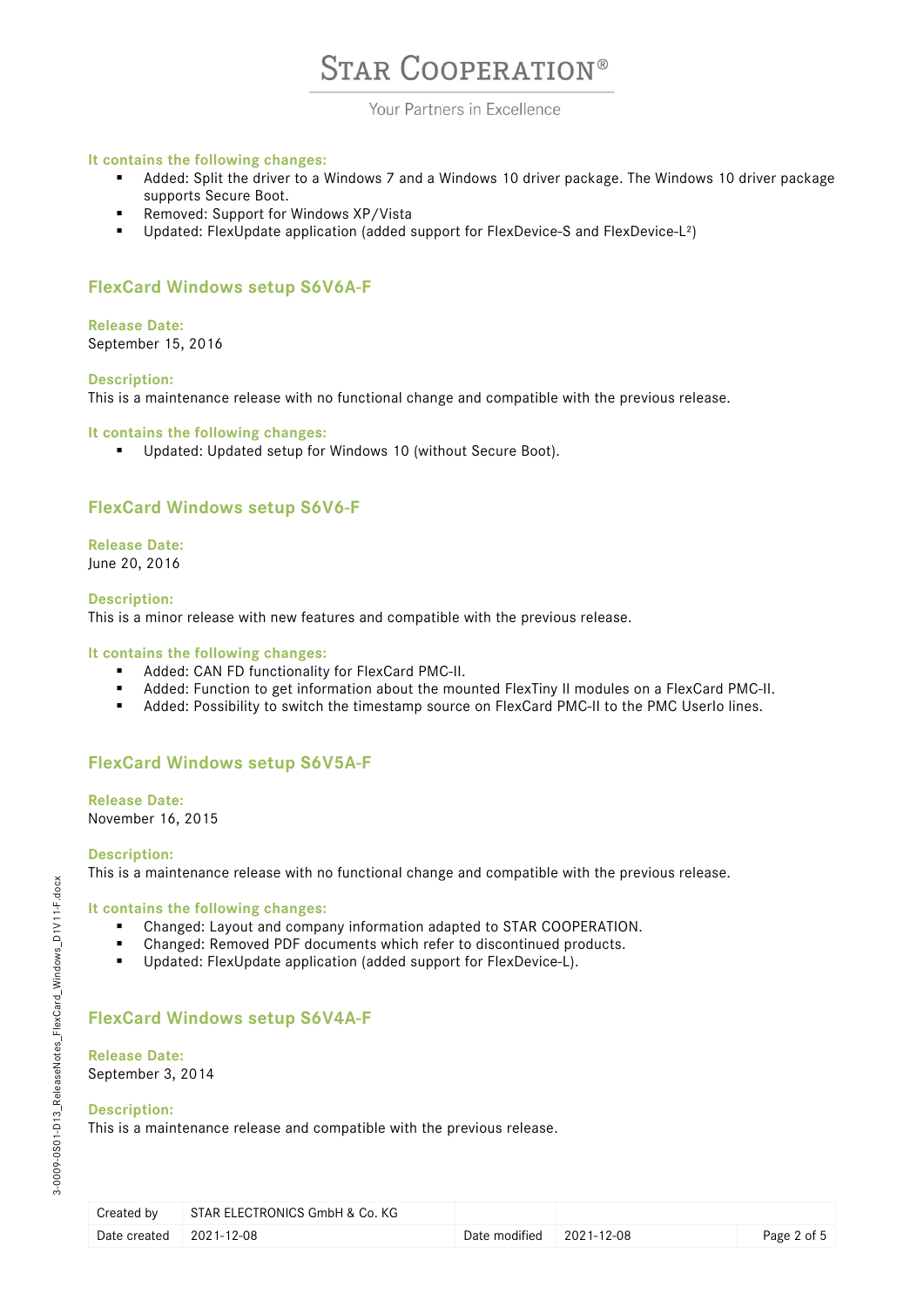**It contains the following changes:**

- Added: Split the driver to a Windows 7 and a Windows 10 driver package. The Windows 10 driver package supports Secure Boot.
- Removed: Support for Windows XP/Vista
- Updated: FlexUpdate application (added support for FlexDevice-S and FlexDevice-L²)

## FlexCard Windows setup S6V6A-F

**Release Date:**
September 15, 2016

**Description:**
This is a maintenance release with no functional change and compatible with the previous release.

**It contains the following changes:**

- Updated: Updated setup for Windows 10 (without Secure Boot).

## FlexCard Windows setup S6V6-F

**Release Date:**
June 20, 2016

**Description:**
This is a minor release with new features and compatible with the previous release.

**It contains the following changes:**

- Added: CAN FD functionality for FlexCard PMC-II.
- Added: Function to get information about the mounted FlexTiny II modules on a FlexCard PMC-II.
- Added: Possibility to switch the timestamp source on FlexCard PMC-II to the PMC UserIo lines.

## FlexCard Windows setup S6V5A-F

**Release Date:**
November 16, 2015

**Description:**
This is a maintenance release with no functional change and compatible with the previous release.

**It contains the following changes:**

- Changed: Layout and company information adapted to STAR COOPERATION.
- Changed: Removed PDF documents which refer to discontinued products.
- Updated: FlexUpdate application (added support for FlexDevice-L).

## FlexCard Windows setup S6V4A-F

**Release Date:**
September 3, 2014

**Description:**
This is a maintenance release and compatible with the previous release.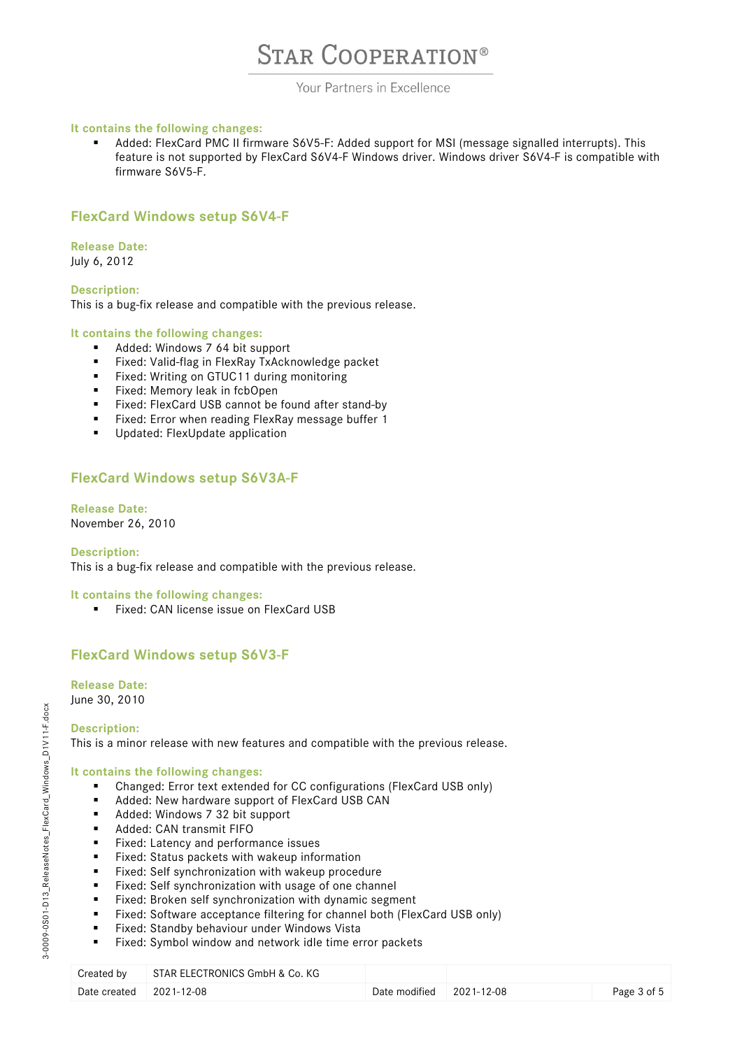**It contains the following changes:**

- Added: FlexCard PMC II firmware S6V5-F: Added support for MSI (message signalled interrupts). This feature is not supported by FlexCard S6V4-F Windows driver. Windows driver S6V4-F is compatible with firmware S6V5-F.

## FlexCard Windows setup S6V4-F

**Release Date:**
July 6, 2012

**Description:**
This is a bug-fix release and compatible with the previous release.

**It contains the following changes:**

- Added: Windows 7 64 bit support
- Fixed: Valid-flag in FlexRay TxAcknowledge packet
- Fixed: Writing on GTUC11 during monitoring
- Fixed: Memory leak in fcbOpen
- Fixed: FlexCard USB cannot be found after stand-by
- Fixed: Error when reading FlexRay message buffer 1
- Updated: FlexUpdate application

## FlexCard Windows setup S6V3A-F

**Release Date:**
November 26, 2010

**Description:**
This is a bug-fix release and compatible with the previous release.

**It contains the following changes:**

- Fixed: CAN license issue on FlexCard USB

## FlexCard Windows setup S6V3-F

**Release Date:**
June 30, 2010

**Description:**
This is a minor release with new features and compatible with the previous release.

**It contains the following changes:**

- Changed: Error text extended for CC configurations (FlexCard USB only)
- Added: New hardware support of FlexCard USB CAN
- Added: Windows 7 32 bit support
- Added: CAN transmit FIFO
- Fixed: Latency and performance issues
- Fixed: Status packets with wakeup information
- Fixed: Self synchronization with wakeup procedure
- Fixed: Self synchronization with usage of one channel
- Fixed: Broken self synchronization with dynamic segment
- Fixed: Software acceptance filtering for channel both (FlexCard USB only)
- Fixed: Standby behaviour under Windows Vista
- Fixed: Symbol window and network idle time error packets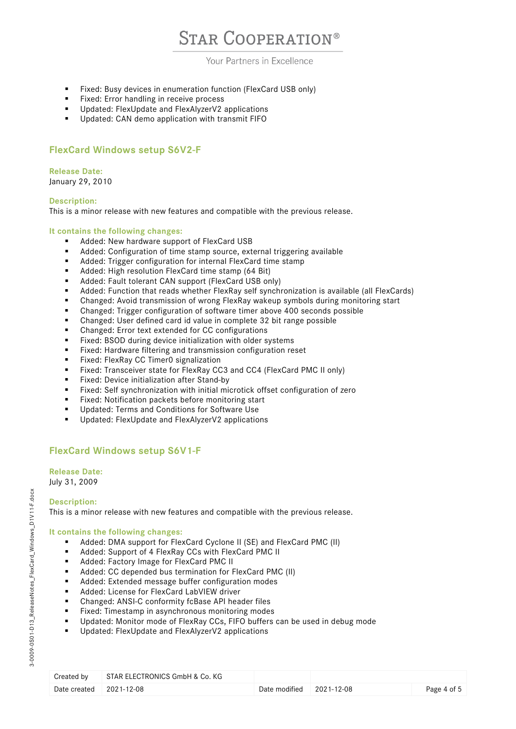- Fixed: Busy devices in enumeration function (FlexCard USB only)
- Fixed: Error handling in receive process
- Updated: FlexUpdate and FlexAlyzerV2 applications
- Updated: CAN demo application with transmit FIFO

## FlexCard Windows setup S6V2-F

**Release Date:**
January 29, 2010

**Description:**
This is a minor release with new features and compatible with the previous release.

**It contains the following changes:**

- Added: New hardware support of FlexCard USB
- Added: Configuration of time stamp source, external triggering available
- Added: Trigger configuration for internal FlexCard time stamp
- Added: High resolution FlexCard time stamp (64 Bit)
- Added: Fault tolerant CAN support (FlexCard USB only)
- Added: Function that reads whether FlexRay self synchronization is available (all FlexCards)
- Changed: Avoid transmission of wrong FlexRay wakeup symbols during monitoring start
- Changed: Trigger configuration of software timer above 400 seconds possible
- Changed: User defined card id value in complete 32 bit range possible
- Changed: Error text extended for CC configurations
- Fixed: BSOD during device initialization with older systems
- Fixed: Hardware filtering and transmission configuration reset
- Fixed: FlexRay CC Timer0 signalization
- Fixed: Transceiver state for FlexRay CC3 and CC4 (FlexCard PMC II only)
- Fixed: Device initialization after Stand-by
- Fixed: Self synchronization with initial microtick offset configuration of zero
- Fixed: Notification packets before monitoring start
- Updated: Terms and Conditions for Software Use
- Updated: FlexUpdate and FlexAlyzerV2 applications

## FlexCard Windows setup S6V1-F

**Release Date:**
July 31, 2009

**Description:**
This is a minor release with new features and compatible with the previous release.

**It contains the following changes:**

- Added: DMA support for FlexCard Cyclone II (SE) and FlexCard PMC (II)
- Added: Support of 4 FlexRay CCs with FlexCard PMC II
- Added: Factory Image for FlexCard PMC II
- Added: CC depended bus termination for FlexCard PMC (II)
- Added: Extended message buffer configuration modes
- Added: License for FlexCard LabVIEW driver
- Changed: ANSI-C conformity fcBase API header files
- Fixed: Timestamp in asynchronous monitoring modes
- Updated: Monitor mode of FlexRay CCs, FIFO buffers can be used in debug mode
- Updated: FlexUpdate and FlexAlyzerV2 applications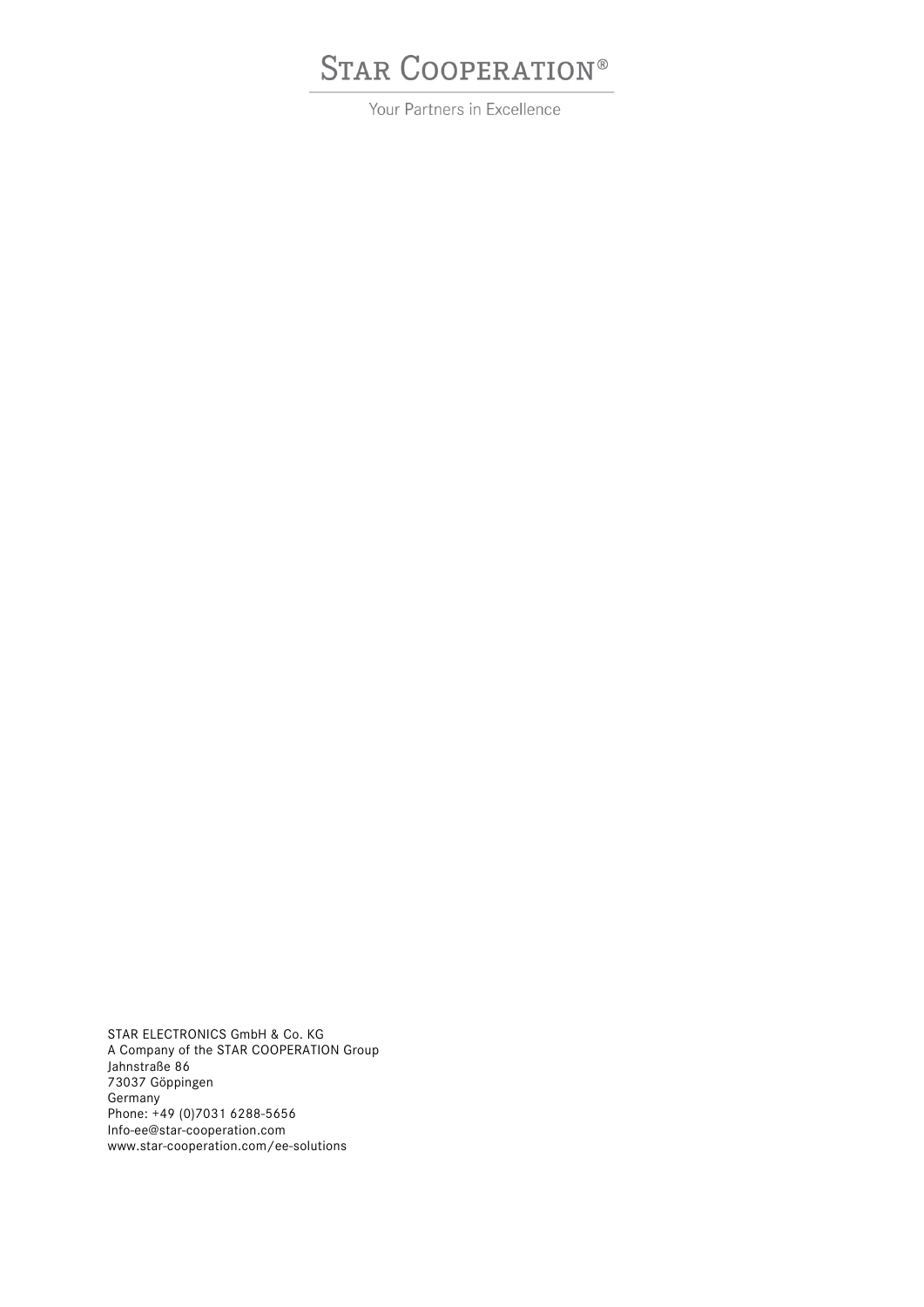STAR COOPERATION®

Your Partners in Excellence

STAR ELECTRONICS GmbH & Co. KG
A Company of the STAR COOPERATION Group
Jahnstraße 86
73037 Göppingen
Germany
Phone: +49 (0)7031 6288-5656
Info-ee@star-cooperation.com
www.star-cooperation.com/ee-solutions